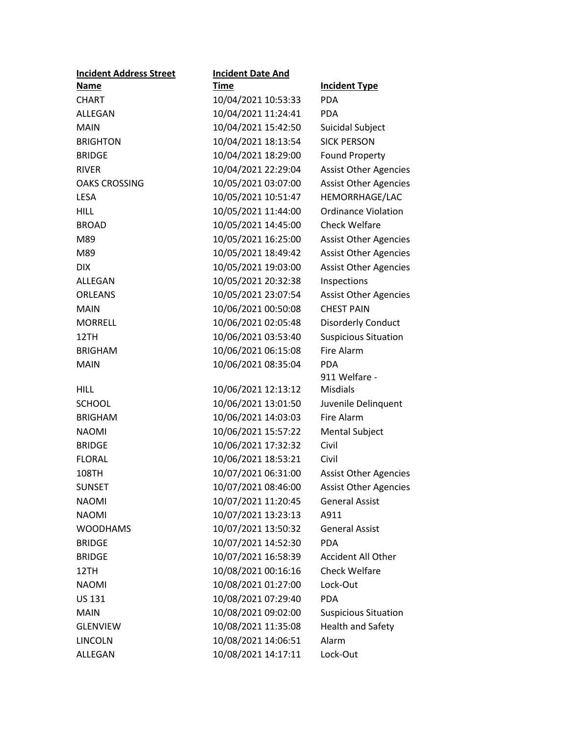| Incident Address Street Name | Incident Date And Time | Incident Type |
|---|---|---|
| CHART | 10/04/2021 10:53:33 | PDA |
| ALLEGAN | 10/04/2021 11:24:41 | PDA |
| MAIN | 10/04/2021 15:42:50 | Suicidal Subject |
| BRIGHTON | 10/04/2021 18:13:54 | SICK PERSON |
| BRIDGE | 10/04/2021 18:29:00 | Found Property |
| RIVER | 10/04/2021 22:29:04 | Assist Other Agencies |
| OAKS CROSSING | 10/05/2021 03:07:00 | Assist Other Agencies |
| LESA | 10/05/2021 10:51:47 | HEMORRHAGE/LAC |
| HILL | 10/05/2021 11:44:00 | Ordinance Violation |
| BROAD | 10/05/2021 14:45:00 | Check Welfare |
| M89 | 10/05/2021 16:25:00 | Assist Other Agencies |
| M89 | 10/05/2021 18:49:42 | Assist Other Agencies |
| DIX | 10/05/2021 19:03:00 | Assist Other Agencies |
| ALLEGAN | 10/05/2021 20:32:38 | Inspections |
| ORLEANS | 10/05/2021 23:07:54 | Assist Other Agencies |
| MAIN | 10/06/2021 00:50:08 | CHEST PAIN |
| MORRELL | 10/06/2021 02:05:48 | Disorderly Conduct |
| 12TH | 10/06/2021 03:53:40 | Suspicious Situation |
| BRIGHAM | 10/06/2021 06:15:08 | Fire Alarm |
| MAIN | 10/06/2021 08:35:04 | PDA |
| HILL | 10/06/2021 12:13:12 | 911 Welfare - Misdials |
| SCHOOL | 10/06/2021 13:01:50 | Juvenile Delinquent |
| BRIGHAM | 10/06/2021 14:03:03 | Fire Alarm |
| NAOMI | 10/06/2021 15:57:22 | Mental Subject |
| BRIDGE | 10/06/2021 17:32:32 | Civil |
| FLORAL | 10/06/2021 18:53:21 | Civil |
| 108TH | 10/07/2021 06:31:00 | Assist Other Agencies |
| SUNSET | 10/07/2021 08:46:00 | Assist Other Agencies |
| NAOMI | 10/07/2021 11:20:45 | General Assist |
| NAOMI | 10/07/2021 13:23:13 | A911 |
| WOODHAMS | 10/07/2021 13:50:32 | General Assist |
| BRIDGE | 10/07/2021 14:52:30 | PDA |
| BRIDGE | 10/07/2021 16:58:39 | Accident All Other |
| 12TH | 10/08/2021 00:16:16 | Check Welfare |
| NAOMI | 10/08/2021 01:27:00 | Lock-Out |
| US 131 | 10/08/2021 07:29:40 | PDA |
| MAIN | 10/08/2021 09:02:00 | Suspicious Situation |
| GLENVIEW | 10/08/2021 11:35:08 | Health and Safety |
| LINCOLN | 10/08/2021 14:06:51 | Alarm |
| ALLEGAN | 10/08/2021 14:17:11 | Lock-Out |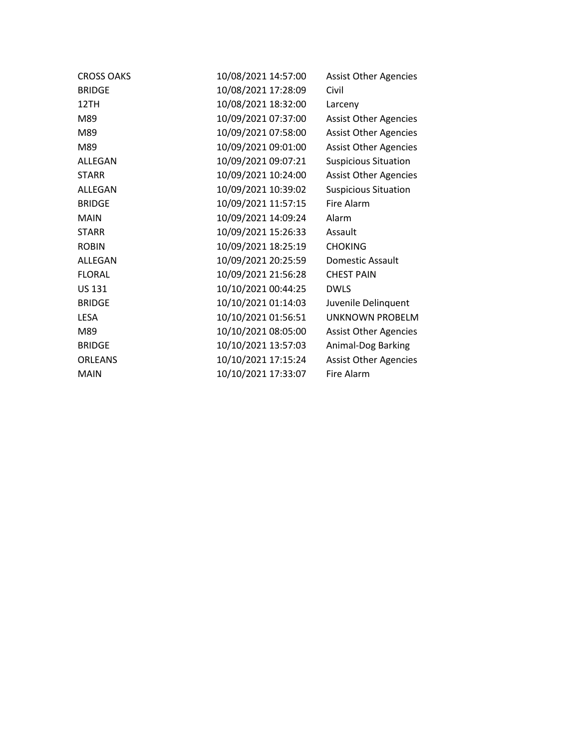| | | |
|---|---|---|
| CROSS OAKS | 10/08/2021 14:57:00 | Assist Other Agencies |
| BRIDGE | 10/08/2021 17:28:09 | Civil |
| 12TH | 10/08/2021 18:32:00 | Larceny |
| M89 | 10/09/2021 07:37:00 | Assist Other Agencies |
| M89 | 10/09/2021 07:58:00 | Assist Other Agencies |
| M89 | 10/09/2021 09:01:00 | Assist Other Agencies |
| ALLEGAN | 10/09/2021 09:07:21 | Suspicious Situation |
| STARR | 10/09/2021 10:24:00 | Assist Other Agencies |
| ALLEGAN | 10/09/2021 10:39:02 | Suspicious Situation |
| BRIDGE | 10/09/2021 11:57:15 | Fire Alarm |
| MAIN | 10/09/2021 14:09:24 | Alarm |
| STARR | 10/09/2021 15:26:33 | Assault |
| ROBIN | 10/09/2021 18:25:19 | CHOKING |
| ALLEGAN | 10/09/2021 20:25:59 | Domestic Assault |
| FLORAL | 10/09/2021 21:56:28 | CHEST PAIN |
| US 131 | 10/10/2021 00:44:25 | DWLS |
| BRIDGE | 10/10/2021 01:14:03 | Juvenile Delinquent |
| LESA | 10/10/2021 01:56:51 | UNKNOWN PROBELM |
| M89 | 10/10/2021 08:05:00 | Assist Other Agencies |
| BRIDGE | 10/10/2021 13:57:03 | Animal-Dog Barking |
| ORLEANS | 10/10/2021 17:15:24 | Assist Other Agencies |
| MAIN | 10/10/2021 17:33:07 | Fire Alarm |